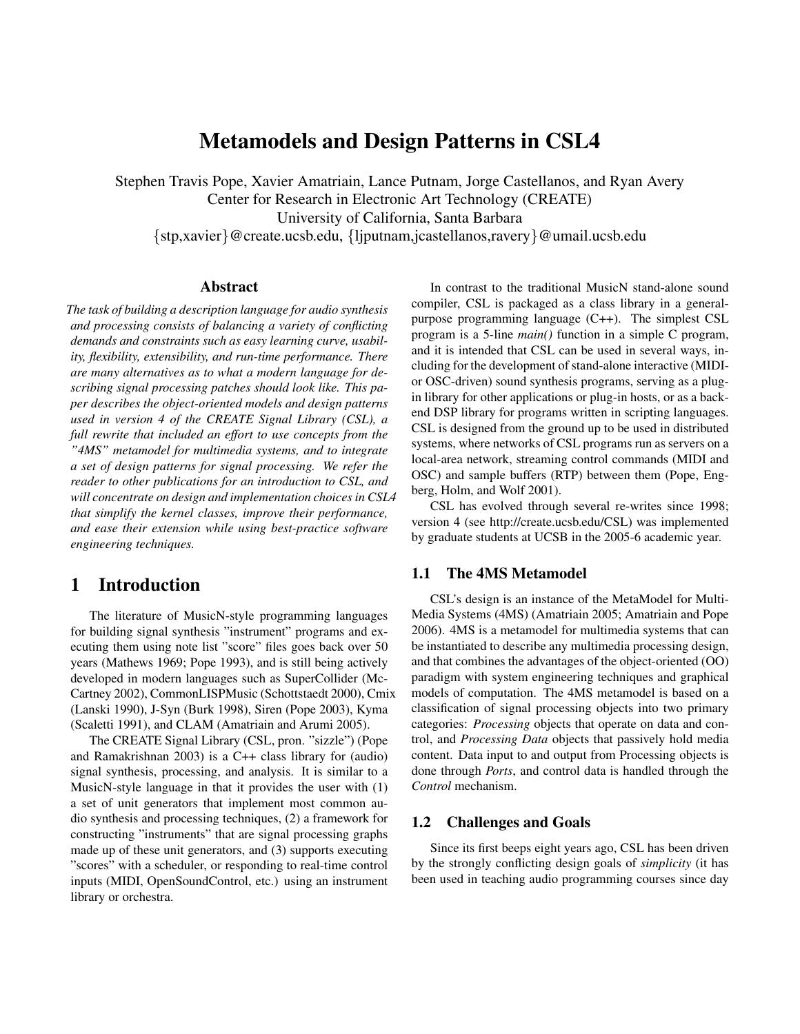# Metamodels and Design Patterns in CSL4

Stephen Travis Pope, Xavier Amatriain, Lance Putnam, Jorge Castellanos, and Ryan Avery
Center for Research in Electronic Art Technology (CREATE)
University of California, Santa Barbara
{stp,xavier}@create.ucsb.edu, {ljputnam,jcastellanos,ravery}@umail.ucsb.edu

## Abstract

*The task of building a description language for audio synthesis and processing consists of balancing a variety of conflicting demands and constraints such as easy learning curve, usability, flexibility, extensibility, and run-time performance. There are many alternatives as to what a modern language for describing signal processing patches should look like. This paper describes the object-oriented models and design patterns used in version 4 of the CREATE Signal Library (CSL), a full rewrite that included an effort to use concepts from the "4MS" metamodel for multimedia systems, and to integrate a set of design patterns for signal processing. We refer the reader to other publications for an introduction to CSL, and will concentrate on design and implementation choices in CSL4 that simplify the kernel classes, improve their performance, and ease their extension while using best-practice software engineering techniques.*

## 1 Introduction

The literature of MusicN-style programming languages for building signal synthesis "instrument" programs and executing them using note list "score" files goes back over 50 years (Mathews 1969; Pope 1993), and is still being actively developed in modern languages such as SuperCollider (McCartney 2002), CommonLISPMusic (Schottstaedt 2000), Cmix (Lanski 1990), J-Syn (Burk 1998), Siren (Pope 2003), Kyma (Scaletti 1991), and CLAM (Amatriain and Arumi 2005).

The CREATE Signal Library (CSL, pron. "sizzle") (Pope and Ramakrishnan 2003) is a C++ class library for (audio) signal synthesis, processing, and analysis. It is similar to a MusicN-style language in that it provides the user with (1) a set of unit generators that implement most common audio synthesis and processing techniques, (2) a framework for constructing "instruments" that are signal processing graphs made up of these unit generators, and (3) supports executing "scores" with a scheduler, or responding to real-time control inputs (MIDI, OpenSoundControl, etc.) using an instrument library or orchestra.

In contrast to the traditional MusicN stand-alone sound compiler, CSL is packaged as a class library in a general-purpose programming language (C++). The simplest CSL program is a 5-line *main()* function in a simple C program, and it is intended that CSL can be used in several ways, including for the development of stand-alone interactive (MIDI- or OSC-driven) sound synthesis programs, serving as a plug-in library for other applications or plug-in hosts, or as a back-end DSP library for programs written in scripting languages. CSL is designed from the ground up to be used in distributed systems, where networks of CSL programs run as servers on a local-area network, streaming control commands (MIDI and OSC) and sample buffers (RTP) between them (Pope, Engberg, Holm, and Wolf 2001).

CSL has evolved through several re-writes since 1998; version 4 (see http://create.ucsb.edu/CSL) was implemented by graduate students at UCSB in the 2005-6 academic year.

### 1.1 The 4MS Metamodel

CSL's design is an instance of the MetaModel for MultiMedia Systems (4MS) (Amatriain 2005; Amatriain and Pope 2006). 4MS is a metamodel for multimedia systems that can be instantiated to describe any multimedia processing design, and that combines the advantages of the object-oriented (OO) paradigm with system engineering techniques and graphical models of computation. The 4MS metamodel is based on a classification of signal processing objects into two primary categories: *Processing* objects that operate on data and control, and *Processing Data* objects that passively hold media content. Data input to and output from Processing objects is done through *Ports*, and control data is handled through the *Control* mechanism.

### 1.2 Challenges and Goals

Since its first beeps eight years ago, CSL has been driven by the strongly conflicting design goals of *simplicity* (it has been used in teaching audio programming courses since day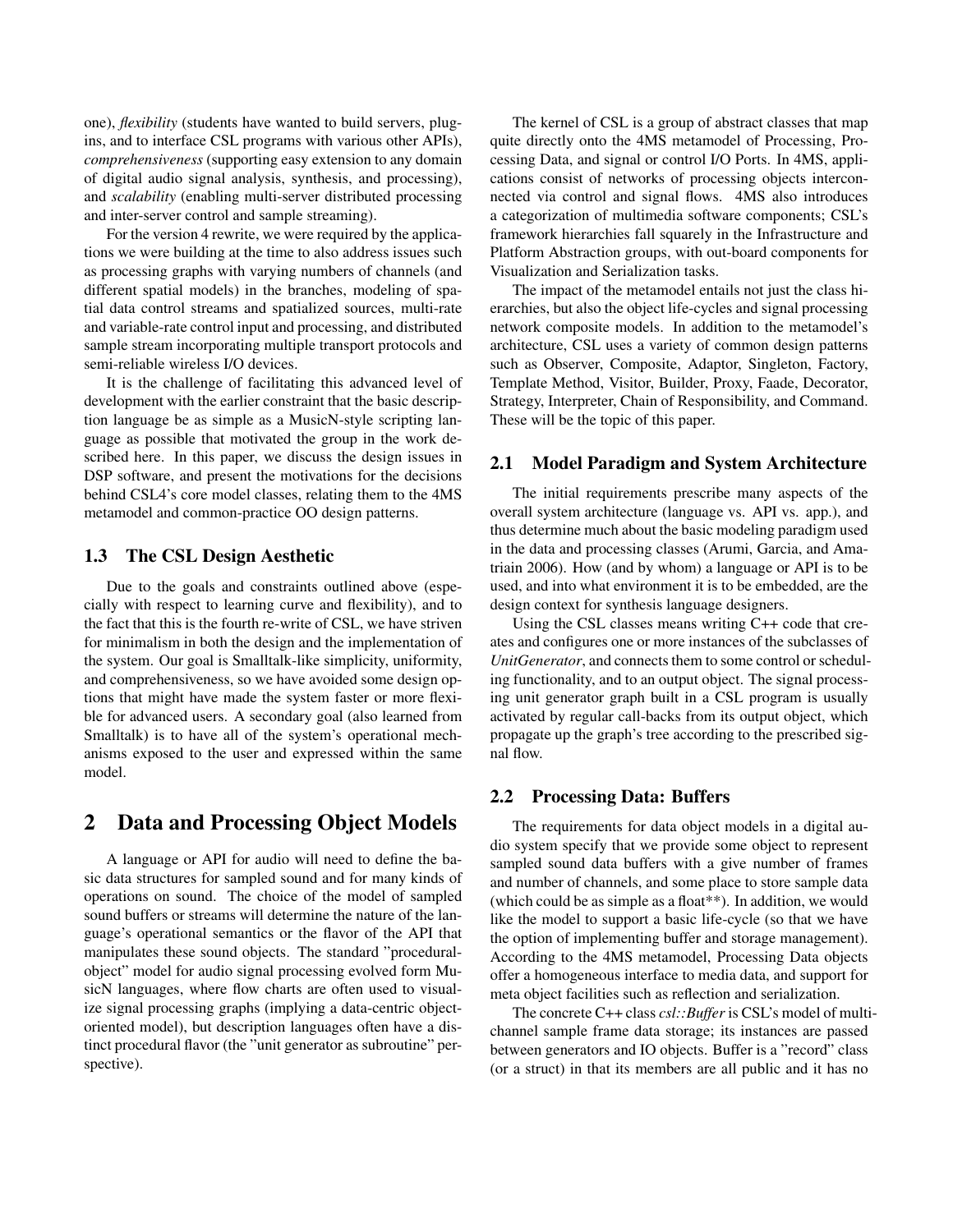one), *flexibility* (students have wanted to build servers, plug-ins, and to interface CSL programs with various other APIs), *comprehensiveness* (supporting easy extension to any domain of digital audio signal analysis, synthesis, and processing), and *scalability* (enabling multi-server distributed processing and inter-server control and sample streaming).

For the version 4 rewrite, we were required by the applications we were building at the time to also address issues such as processing graphs with varying numbers of channels (and different spatial models) in the branches, modeling of spatial data control streams and spatialized sources, multi-rate and variable-rate control input and processing, and distributed sample stream incorporating multiple transport protocols and semi-reliable wireless I/O devices.

It is the challenge of facilitating this advanced level of development with the earlier constraint that the basic description language be as simple as a MusicN-style scripting language as possible that motivated the group in the work described here. In this paper, we discuss the design issues in DSP software, and present the motivations for the decisions behind CSL4's core model classes, relating them to the 4MS metamodel and common-practice OO design patterns.

### 1.3 The CSL Design Aesthetic

Due to the goals and constraints outlined above (especially with respect to learning curve and flexibility), and to the fact that this is the fourth re-write of CSL, we have striven for minimalism in both the design and the implementation of the system. Our goal is Smalltalk-like simplicity, uniformity, and comprehensiveness, so we have avoided some design options that might have made the system faster or more flexible for advanced users. A secondary goal (also learned from Smalltalk) is to have all of the system's operational mechanisms exposed to the user and expressed within the same model.

## 2 Data and Processing Object Models

A language or API for audio will need to define the basic data structures for sampled sound and for many kinds of operations on sound. The choice of the model of sampled sound buffers or streams will determine the nature of the language's operational semantics or the flavor of the API that manipulates these sound objects. The standard "procedural-object" model for audio signal processing evolved form MusicN languages, where flow charts are often used to visualize signal processing graphs (implying a data-centric object-oriented model), but description languages often have a distinct procedural flavor (the "unit generator as subroutine" perspective).

The kernel of CSL is a group of abstract classes that map quite directly onto the 4MS metamodel of Processing, Processing Data, and signal or control I/O Ports. In 4MS, applications consist of networks of processing objects interconnected via control and signal flows. 4MS also introduces a categorization of multimedia software components; CSL's framework hierarchies fall squarely in the Infrastructure and Platform Abstraction groups, with out-board components for Visualization and Serialization tasks.

The impact of the metamodel entails not just the class hierarchies, but also the object life-cycles and signal processing network composite models. In addition to the metamodel's architecture, CSL uses a variety of common design patterns such as Observer, Composite, Adaptor, Singleton, Factory, Template Method, Visitor, Builder, Proxy, Faade, Decorator, Strategy, Interpreter, Chain of Responsibility, and Command. These will be the topic of this paper.

### 2.1 Model Paradigm and System Architecture

The initial requirements prescribe many aspects of the overall system architecture (language vs. API vs. app.), and thus determine much about the basic modeling paradigm used in the data and processing classes (Arumi, Garcia, and Amatriain 2006). How (and by whom) a language or API is to be used, and into what environment it is to be embedded, are the design context for synthesis language designers.

Using the CSL classes means writing C++ code that creates and configures one or more instances of the subclasses of *UnitGenerator*, and connects them to some control or scheduling functionality, and to an output object. The signal processing unit generator graph built in a CSL program is usually activated by regular call-backs from its output object, which propagate up the graph's tree according to the prescribed signal flow.

### 2.2 Processing Data: Buffers

The requirements for data object models in a digital audio system specify that we provide some object to represent sampled sound data buffers with a give number of frames and number of channels, and some place to store sample data (which could be as simple as a float**). In addition, we would like the model to support a basic life-cycle (so that we have the option of implementing buffer and storage management). According to the 4MS metamodel, Processing Data objects offer a homogeneous interface to media data, and support for meta object facilities such as reflection and serialization.

The concrete C++ class *csl::Buffer* is CSL's model of multi-channel sample frame data storage; its instances are passed between generators and IO objects. Buffer is a "record" class (or a struct) in that its members are all public and it has no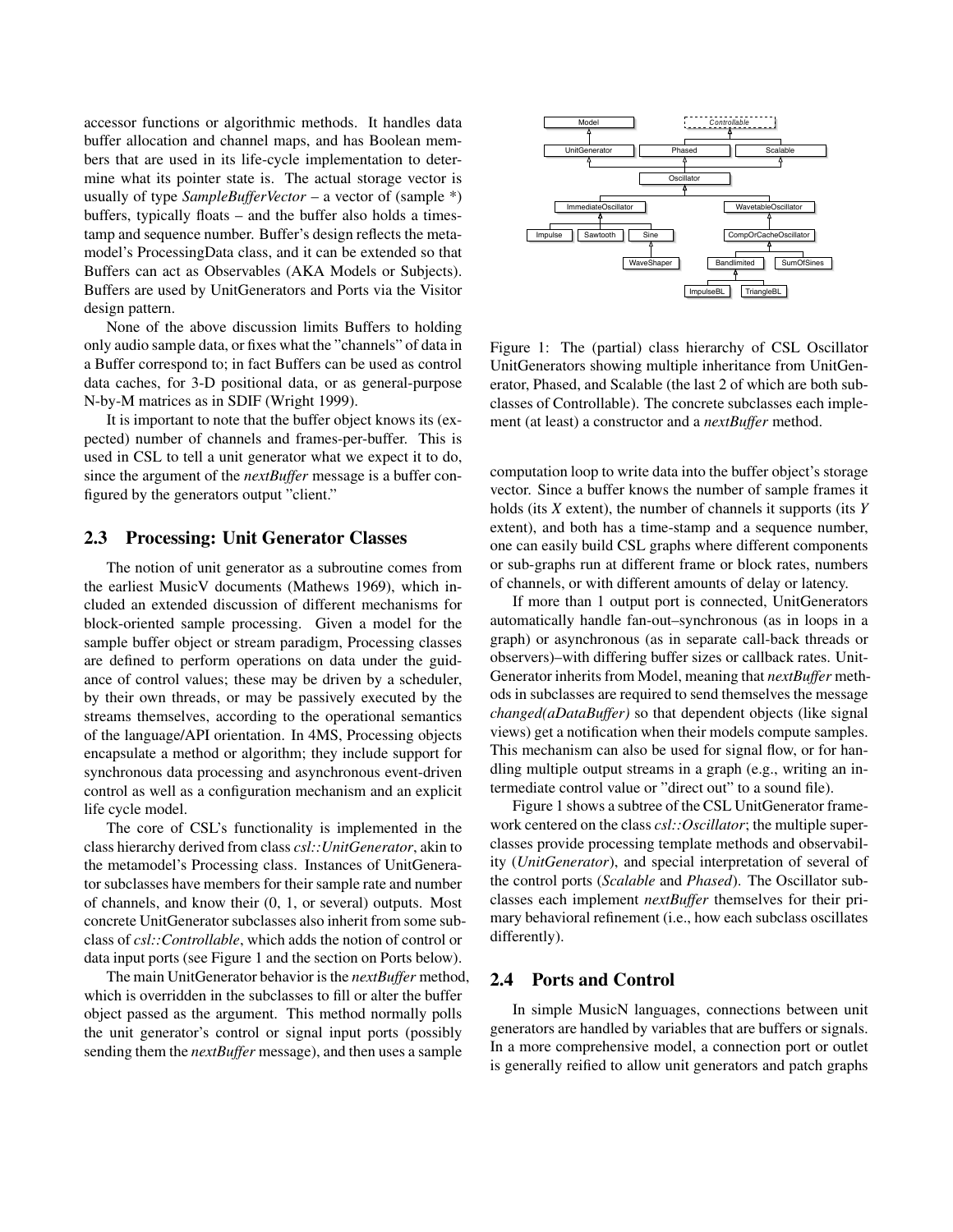accessor functions or algorithmic methods. It handles data buffer allocation and channel maps, and has Boolean members that are used in its life-cycle implementation to determine what its pointer state is. The actual storage vector is usually of type *SampleBufferVector* – a vector of (sample *) buffers, typically floats – and the buffer also holds a timestamp and sequence number. Buffer's design reflects the metamodel's ProcessingData class, and it can be extended so that Buffers can act as Observables (AKA Models or Subjects). Buffers are used by UnitGenerators and Ports via the Visitor design pattern.

None of the above discussion limits Buffers to holding only audio sample data, or fixes what the "channels" of data in a Buffer correspond to; in fact Buffers can be used as control data caches, for 3-D positional data, or as general-purpose N-by-M matrices as in SDIF (Wright 1999).

It is important to note that the buffer object knows its (expected) number of channels and frames-per-buffer. This is used in CSL to tell a unit generator what we expect it to do, since the argument of the *nextBuffer* message is a buffer configured by the generators output "client."

## 2.3 Processing: Unit Generator Classes

The notion of unit generator as a subroutine comes from the earliest MusicV documents (Mathews 1969), which included an extended discussion of different mechanisms for block-oriented sample processing. Given a model for the sample buffer object or stream paradigm, Processing classes are defined to perform operations on data under the guidance of control values; these may be driven by a scheduler, by their own threads, or may be passively executed by the streams themselves, according to the operational semantics of the language/API orientation. In 4MS, Processing objects encapsulate a method or algorithm; they include support for synchronous data processing and asynchronous event-driven control as well as a configuration mechanism and an explicit life cycle model.

The core of CSL's functionality is implemented in the class hierarchy derived from class *csl::UnitGenerator*, akin to the metamodel's Processing class. Instances of UnitGenerator subclasses have members for their sample rate and number of channels, and know their (0, 1, or several) outputs. Most concrete UnitGenerator subclasses also inherit from some subclass of *csl::Controllable*, which adds the notion of control or data input ports (see Figure 1 and the section on Ports below).

The main UnitGenerator behavior is the *nextBuffer* method, which is overridden in the subclasses to fill or alter the buffer object passed as the argument. This method normally polls the unit generator's control or signal input ports (possibly sending them the *nextBuffer* message), and then uses a sample computation loop to write data into the buffer object's storage vector. Since a buffer knows the number of sample frames it holds (its *X* extent), the number of channels it supports (its *Y* extent), and both has a time-stamp and a sequence number, one can easily build CSL graphs where different components or sub-graphs run at different frame or block rates, numbers of channels, or with different amounts of delay or latency.

Model | *Controllable*

UnitGenerator | Phased | Scalable

Oscillator

ImmediateOscillator | WavetableOscillator

Impulse | Sawtooth | Sine | CompOrCacheOscillator

WaveShaper | Bandlimited | SumOfSines

ImpulseBL | TriangleBL

Figure 1: The (partial) class hierarchy of CSL Oscillator UnitGenerators showing multiple inheritance from UnitGenerator, Phased, and Scalable (the last 2 of which are both subclasses of Controllable). The concrete subclasses each implement (at least) a constructor and a *nextBuffer* method.

If more than 1 output port is connected, UnitGenerators automatically handle fan-out–synchronous (as in loops in a graph) or asynchronous (as in separate call-back threads or observers)–with differing buffer sizes or callback rates. UnitGenerator inherits from Model, meaning that *nextBuffer* methods in subclasses are required to send themselves the message *changed(aDataBuffer)* so that dependent objects (like signal views) get a notification when their models compute samples. This mechanism can also be used for signal flow, or for handling multiple output streams in a graph (e.g., writing an intermediate control value or "direct out" to a sound file).

Figure 1 shows a subtree of the CSL UnitGenerator framework centered on the class *csl::Oscillator*; the multiple superclasses provide processing template methods and observability (*UnitGenerator*), and special interpretation of several of the control ports (*Scalable* and *Phased*). The Oscillator subclasses each implement *nextBuffer* themselves for their primary behavioral refinement (i.e., how each subclass oscillates differently).

## 2.4 Ports and Control

In simple MusicN languages, connections between unit generators are handled by variables that are buffers or signals. In a more comprehensive model, a connection port or outlet is generally reified to allow unit generators and patch graphs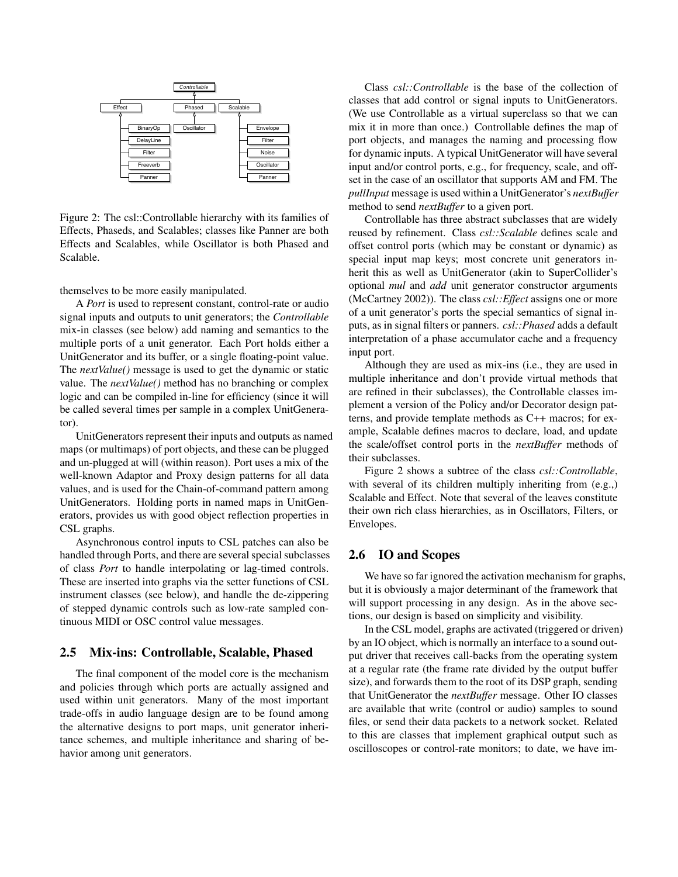Figure 2: The csl::Controllable hierarchy with its families of Effects, Phaseds, and Scalables; classes like Panner are both Effects and Scalables, while Oscillator is both Phased and Scalable.

themselves to be more easily manipulated.

A *Port* is used to represent constant, control-rate or audio signal inputs and outputs to unit generators; the *Controllable* mix-in classes (see below) add naming and semantics to the multiple ports of a unit generator. Each Port holds either a UnitGenerator and its buffer, or a single floating-point value. The *nextValue()* message is used to get the dynamic or static value. The *nextValue()* method has no branching or complex logic and can be compiled in-line for efficiency (since it will be called several times per sample in a complex UnitGenerator).

UnitGenerators represent their inputs and outputs as named maps (or multimaps) of port objects, and these can be plugged and un-plugged at will (within reason). Port uses a mix of the well-known Adaptor and Proxy design patterns for all data values, and is used for the Chain-of-command pattern among UnitGenerators. Holding ports in named maps in UnitGenerators, provides us with good object reflection properties in CSL graphs.

Asynchronous control inputs to CSL patches can also be handled through Ports, and there are several special subclasses of class *Port* to handle interpolating or lag-timed controls. These are inserted into graphs via the setter functions of CSL instrument classes (see below), and handle the de-zippering of stepped dynamic controls such as low-rate sampled continuous MIDI or OSC control value messages.

## 2.5 Mix-ins: Controllable, Scalable, Phased

The final component of the model core is the mechanism and policies through which ports are actually assigned and used within unit generators. Many of the most important trade-offs in audio language design are to be found among the alternative designs to port maps, unit generator inheritance schemes, and multiple inheritance and sharing of behavior among unit generators.

Class *csl::Controllable* is the base of the collection of classes that add control or signal inputs to UnitGenerators. (We use Controllable as a virtual superclass so that we can mix it in more than once.) Controllable defines the map of port objects, and manages the naming and processing flow for dynamic inputs. A typical UnitGenerator will have several input and/or control ports, e.g., for frequency, scale, and offset in the case of an oscillator that supports AM and FM. The *pullInput* message is used within a UnitGenerator's *nextBuffer* method to send *nextBuffer* to a given port.

Controllable has three abstract subclasses that are widely reused by refinement. Class *csl::Scalable* defines scale and offset control ports (which may be constant or dynamic) as special input map keys; most concrete unit generators inherit this as well as UnitGenerator (akin to SuperCollider's optional *mul* and *add* unit generator constructor arguments (McCartney 2002)). The class *csl::Effect* assigns one or more of a unit generator's ports the special semantics of signal inputs, as in signal filters or panners. *csl::Phased* adds a default interpretation of a phase accumulator cache and a frequency input port.

Although they are used as mix-ins (i.e., they are used in multiple inheritance and don't provide virtual methods that are refined in their subclasses), the Controllable classes implement a version of the Policy and/or Decorator design patterns, and provide template methods as C++ macros; for example, Scalable defines macros to declare, load, and update the scale/offset control ports in the *nextBuffer* methods of their subclasses.

Figure 2 shows a subtree of the class *csl::Controllable*, with several of its children multiply inheriting from (e.g.,) Scalable and Effect. Note that several of the leaves constitute their own rich class hierarchies, as in Oscillators, Filters, or Envelopes.

## 2.6 IO and Scopes

We have so far ignored the activation mechanism for graphs, but it is obviously a major determinant of the framework that will support processing in any design. As in the above sections, our design is based on simplicity and visibility.

In the CSL model, graphs are activated (triggered or driven) by an IO object, which is normally an interface to a sound output driver that receives call-backs from the operating system at a regular rate (the frame rate divided by the output buffer size), and forwards them to the root of its DSP graph, sending that UnitGenerator the *nextBuffer* message. Other IO classes are available that write (control or audio) samples to sound files, or send their data packets to a network socket. Related to this are classes that implement graphical output such as oscilloscopes or control-rate monitors; to date, we have im-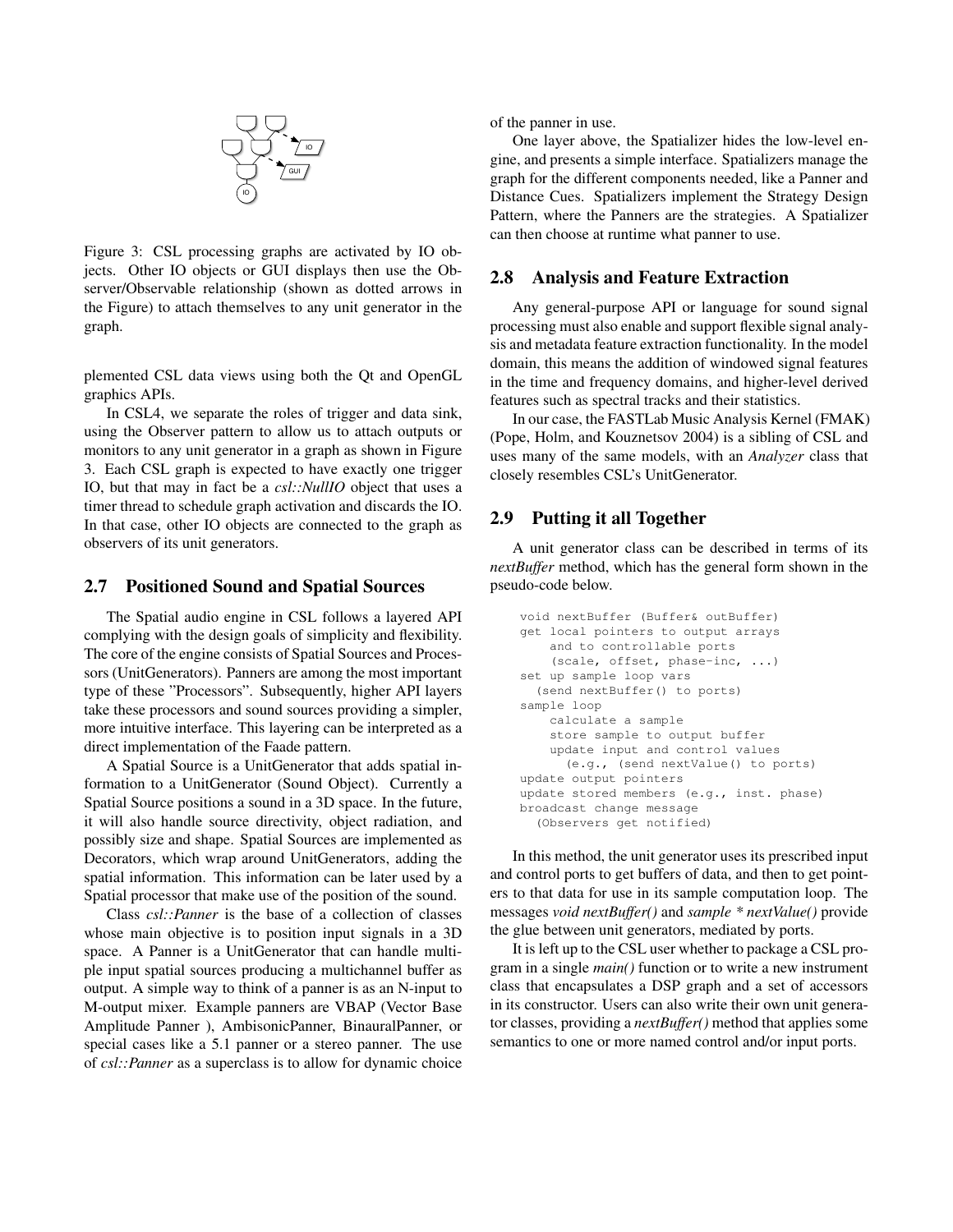Figure 3: CSL processing graphs are activated by IO objects. Other IO objects or GUI displays then use the Observer/Observable relationship (shown as dotted arrows in the Figure) to attach themselves to any unit generator in the graph.

plemented CSL data views using both the Qt and OpenGL graphics APIs.

In CSL4, we separate the roles of trigger and data sink, using the Observer pattern to allow us to attach outputs or monitors to any unit generator in a graph as shown in Figure 3. Each CSL graph is expected to have exactly one trigger IO, but that may in fact be a *csl::NullIO* object that uses a timer thread to schedule graph activation and discards the IO. In that case, other IO objects are connected to the graph as observers of its unit generators.

## 2.7 Positioned Sound and Spatial Sources

The Spatial audio engine in CSL follows a layered API complying with the design goals of simplicity and flexibility. The core of the engine consists of Spatial Sources and Processors (UnitGenerators). Panners are among the most important type of these "Processors". Subsequently, higher API layers take these processors and sound sources providing a simpler, more intuitive interface. This layering can be interpreted as a direct implementation of the Faade pattern.

A Spatial Source is a UnitGenerator that adds spatial information to a UnitGenerator (Sound Object). Currently a Spatial Source positions a sound in a 3D space. In the future, it will also handle source directivity, object radiation, and possibly size and shape. Spatial Sources are implemented as Decorators, which wrap around UnitGenerators, adding the spatial information. This information can be later used by a Spatial processor that make use of the position of the sound.

Class *csl::Panner* is the base of a collection of classes whose main objective is to position input signals in a 3D space. A Panner is a UnitGenerator that can handle multiple input spatial sources producing a multichannel buffer as output. A simple way to think of a panner is as an N-input to M-output mixer. Example panners are VBAP (Vector Base Amplitude Panner ), AmbisonicPanner, BinauralPanner, or special cases like a 5.1 panner or a stereo panner. The use of *csl::Panner* as a superclass is to allow for dynamic choice of the panner in use.

One layer above, the Spatializer hides the low-level engine, and presents a simple interface. Spatializers manage the graph for the different components needed, like a Panner and Distance Cues. Spatializers implement the Strategy Design Pattern, where the Panners are the strategies. A Spatializer can then choose at runtime what panner to use.

## 2.8 Analysis and Feature Extraction

Any general-purpose API or language for sound signal processing must also enable and support flexible signal analysis and metadata feature extraction functionality. In the model domain, this means the addition of windowed signal features in the time and frequency domains, and higher-level derived features such as spectral tracks and their statistics.

In our case, the FASTLab Music Analysis Kernel (FMAK) (Pope, Holm, and Kouznetsov 2004) is a sibling of CSL and uses many of the same models, with an *Analyzer* class that closely resembles CSL's UnitGenerator.

## 2.9 Putting it all Together

A unit generator class can be described in terms of its *nextBuffer* method, which has the general form shown in the pseudo-code below.

```
void nextBuffer (Buffer& outBuffer)
get local pointers to output arrays
    and to controllable ports
    (scale, offset, phase-inc, ...)
set up sample loop vars
  (send nextBuffer() to ports)
sample loop
    calculate a sample
    store sample to output buffer
    update input and control values
      (e.g., (send nextValue() to ports)
update output pointers
update stored members (e.g., inst. phase)
broadcast change message
  (Observers get notified)
```

In this method, the unit generator uses its prescribed input and control ports to get buffers of data, and then to get pointers to that data for use in its sample computation loop. The messages *void nextBuffer()* and *sample * nextValue()* provide the glue between unit generators, mediated by ports.

It is left up to the CSL user whether to package a CSL program in a single *main()* function or to write a new instrument class that encapsulates a DSP graph and a set of accessors in its constructor. Users can also write their own unit generator classes, providing a *nextBuffer()* method that applies some semantics to one or more named control and/or input ports.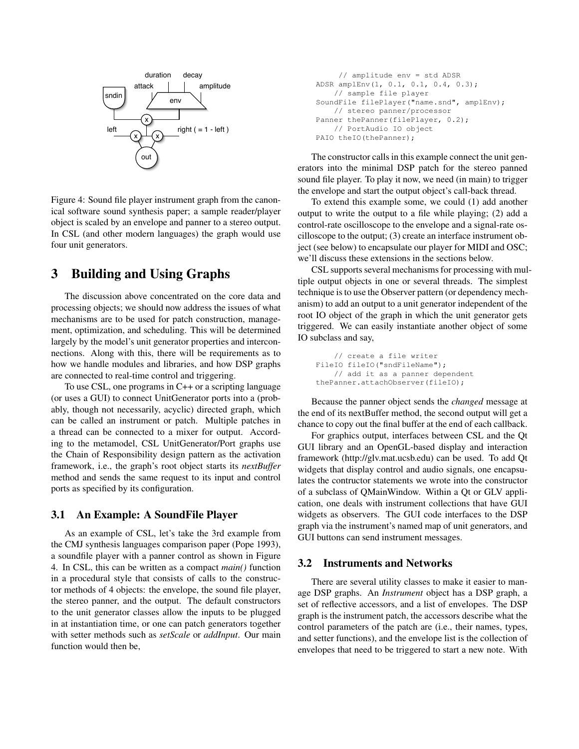Figure 4: Sound file player instrument graph from the canonical software sound synthesis paper; a sample reader/player object is scaled by an envelope and panner to a stereo output. In CSL (and other modern languages) the graph would use four unit generators.

## 3 Building and Using Graphs

The discussion above concentrated on the core data and processing objects; we should now address the issues of what mechanisms are to be used for patch construction, management, optimization, and scheduling. This will be determined largely by the model's unit generator properties and interconnections. Along with this, there will be requirements as to how we handle modules and libraries, and how DSP graphs are connected to real-time control and triggering.

To use CSL, one programs in C++ or a scripting language (or uses a GUI) to connect UnitGenerator ports into a (probably, though not necessarily, acyclic) directed graph, which can be called an instrument or patch. Multiple patches in a thread can be connected to a mixer for output. According to the metamodel, CSL UnitGenerator/Port graphs use the Chain of Responsibility design pattern as the activation framework, i.e., the graph's root object starts its *nextBuffer* method and sends the same request to its input and control ports as specified by its configuration.

### 3.1 An Example: A SoundFile Player

As an example of CSL, let's take the 3rd example from the CMJ synthesis languages comparison paper (Pope 1993), a soundfile player with a panner control as shown in Figure 4. In CSL, this can be written as a compact *main()* function in a procedural style that consists of calls to the constructor methods of 4 objects: the envelope, the sound file player, the stereo panner, and the output. The default constructors to the unit generator classes allow the inputs to be plugged in at instantiation time, or one can patch generators together with setter methods such as *setScale* or *addInput*. Our main function would then be,

```
    // amplitude env = std ADSR
ADSR amplEnv(1, 0.1, 0.1, 0.4, 0.3);
    // sample file player
SoundFile filePlayer("name.snd", amplEnv);
    // stereo panner/processor
Panner thePanner(filePlayer, 0.2);
    // PortAudio IO object
PAIO theIO(thePanner);
```

The constructor calls in this example connect the unit generators into the minimal DSP patch for the stereo panned sound file player. To play it now, we need (in main) to trigger the envelope and start the output object's call-back thread.

To extend this example some, we could (1) add another output to write the output to a file while playing; (2) add a control-rate oscilloscope to the envelope and a signal-rate oscilloscope to the output; (3) create an interface instrument object (see below) to encapsulate our player for MIDI and OSC; we'll discuss these extensions in the sections below.

CSL supports several mechanisms for processing with multiple output objects in one or several threads. The simplest technique is to use the Observer pattern (or dependency mechanism) to add an output to a unit generator independent of the root IO object of the graph in which the unit generator gets triggered. We can easily instantiate another object of some IO subclass and say,

```
    // create a file writer
FileIO fileIO("sndFileName");
    // add it as a panner dependent
thePanner.attachObserver(fileIO);
```

Because the panner object sends the *changed* message at the end of its nextBuffer method, the second output will get a chance to copy out the final buffer at the end of each callback.

For graphics output, interfaces between CSL and the Qt GUI library and an OpenGL-based display and interaction framework (http://glv.mat.ucsb.edu) can be used. To add Qt widgets that display control and audio signals, one encapsulates the contructor statements we wrote into the constructor of a subclass of QMainWindow. Within a Qt or GLV application, one deals with instrument collections that have GUI widgets as observers. The GUI code interfaces to the DSP graph via the instrument's named map of unit generators, and GUI buttons can send instrument messages.

### 3.2 Instruments and Networks

There are several utility classes to make it easier to manage DSP graphs. An *Instrument* object has a DSP graph, a set of reflective accessors, and a list of envelopes. The DSP graph is the instrument patch, the accessors describe what the control parameters of the patch are (i.e., their names, types, and setter functions), and the envelope list is the collection of envelopes that need to be triggered to start a new note. With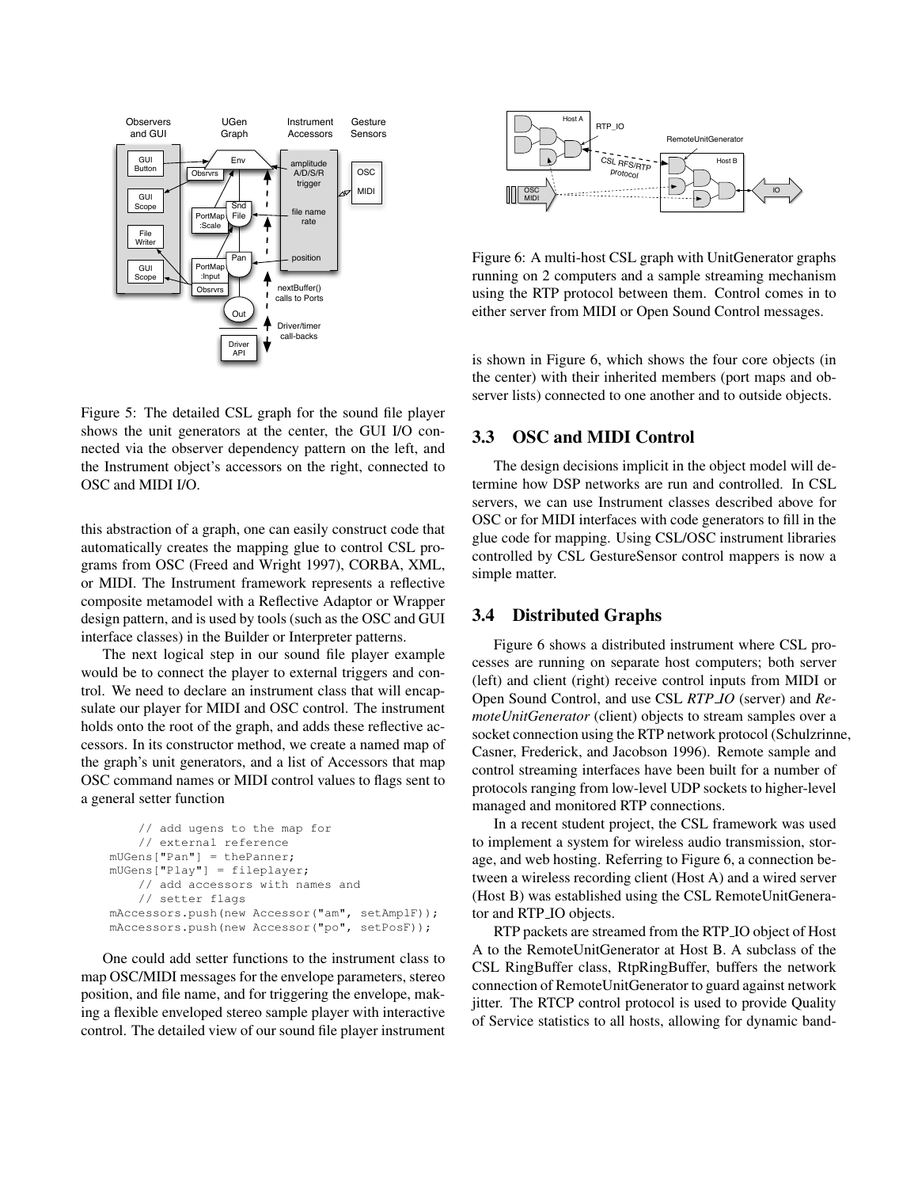Figure 5: The detailed CSL graph for the sound file player shows the unit generators at the center, the GUI I/O connected via the observer dependency pattern on the left, and the Instrument object's accessors on the right, connected to OSC and MIDI I/O.

this abstraction of a graph, one can easily construct code that automatically creates the mapping glue to control CSL programs from OSC (Freed and Wright 1997), CORBA, XML, or MIDI. The Instrument framework represents a reflective composite metamodel with a Reflective Adaptor or Wrapper design pattern, and is used by tools (such as the OSC and GUI interface classes) in the Builder or Interpreter patterns.

The next logical step in our sound file player example would be to connect the player to external triggers and control. We need to declare an instrument class that will encapsulate our player for MIDI and OSC control. The instrument holds onto the root of the graph, and adds these reflective accessors. In its constructor method, we create a named map of the graph's unit generators, and a list of Accessors that map OSC command names or MIDI control values to flags sent to a general setter function

```
    // add ugens to the map for
    // external reference
mUGens["Pan"] = thePanner;
mUGens["Play"] = fileplayer;
    // add accessors with names and
    // setter flags
mAccessors.push(new Accessor("am", setAmplF));
mAccessors.push(new Accessor("po", setPosF));
```

One could add setter functions to the instrument class to map OSC/MIDI messages for the envelope parameters, stereo position, and file name, and for triggering the envelope, making a flexible enveloped stereo sample player with interactive control. The detailed view of our sound file player instrument is shown in Figure 6, which shows the four core objects (in the center) with their inherited members (port maps and observer lists) connected to one another and to outside objects.

Figure 6: A multi-host CSL graph with UnitGenerator graphs running on 2 computers and a sample streaming mechanism using the RTP protocol between them. Control comes in to either server from MIDI or Open Sound Control messages.

## 3.3 OSC and MIDI Control

The design decisions implicit in the object model will determine how DSP networks are run and controlled. In CSL servers, we can use Instrument classes described above for OSC or for MIDI interfaces with code generators to fill in the glue code for mapping. Using CSL/OSC instrument libraries controlled by CSL GestureSensor control mappers is now a simple matter.

## 3.4 Distributed Graphs

Figure 6 shows a distributed instrument where CSL processes are running on separate host computers; both server (left) and client (right) receive control inputs from MIDI or Open Sound Control, and use CSL *RTP_IO* (server) and *RemoteUnitGenerator* (client) objects to stream samples over a socket connection using the RTP network protocol (Schulzrinne, Casner, Frederick, and Jacobson 1996). Remote sample and control streaming interfaces have been built for a number of protocols ranging from low-level UDP sockets to higher-level managed and monitored RTP connections.

In a recent student project, the CSL framework was used to implement a system for wireless audio transmission, storage, and web hosting. Referring to Figure 6, a connection between a wireless recording client (Host A) and a wired server (Host B) was established using the CSL RemoteUnitGenerator and RTP_IO objects.

RTP packets are streamed from the RTP_IO object of Host A to the RemoteUnitGenerator at Host B. A subclass of the CSL RingBuffer class, RtpRingBuffer, buffers the network connection of RemoteUnitGenerator to guard against network jitter. The RTCP control protocol is used to provide Quality of Service statistics to all hosts, allowing for dynamic band-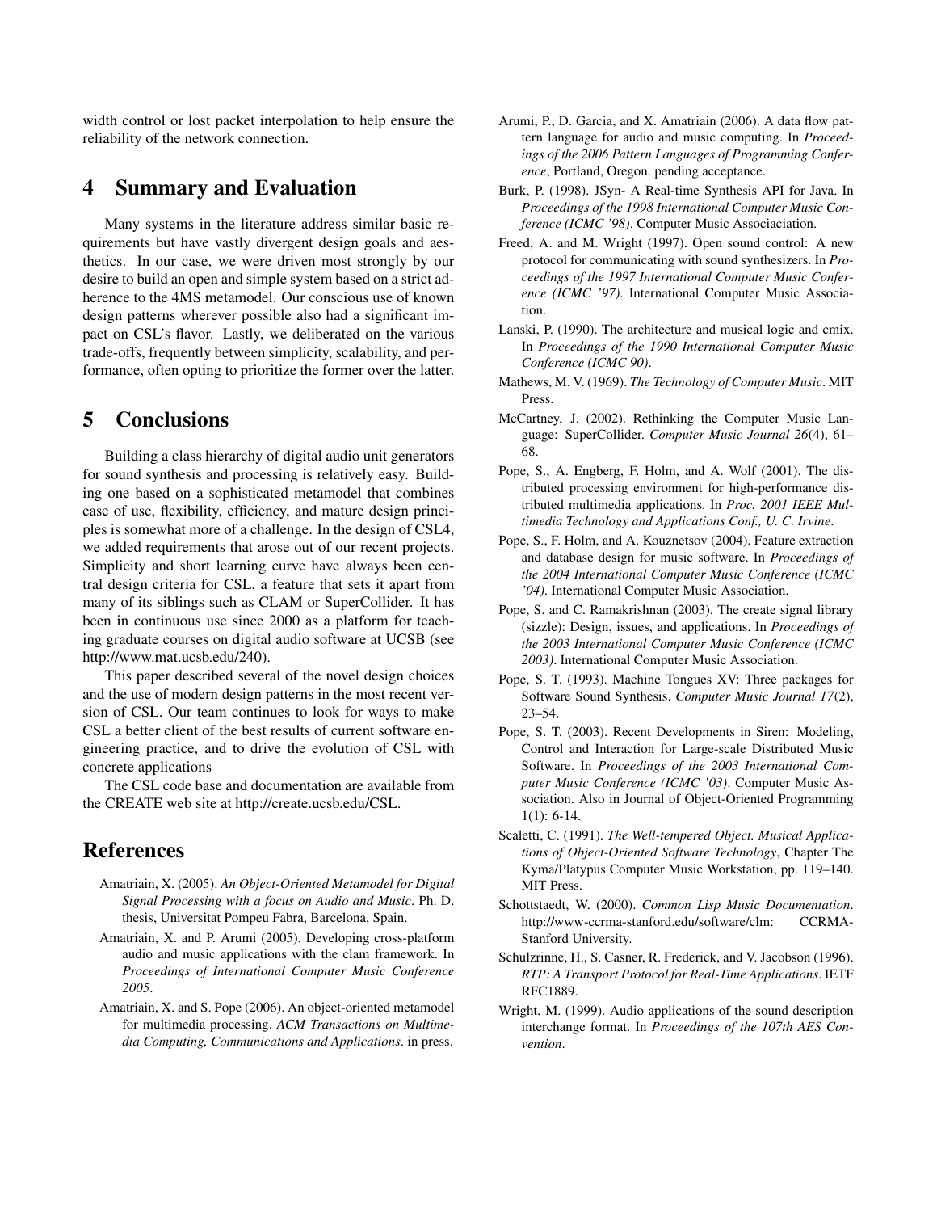width control or lost packet interpolation to help ensure the reliability of the network connection.

## 4 Summary and Evaluation

Many systems in the literature address similar basic requirements but have vastly divergent design goals and aesthetics. In our case, we were driven most strongly by our desire to build an open and simple system based on a strict adherence to the 4MS metamodel. Our conscious use of known design patterns wherever possible also had a significant impact on CSL's flavor. Lastly, we deliberated on the various trade-offs, frequently between simplicity, scalability, and performance, often opting to prioritize the former over the latter.

## 5 Conclusions

Building a class hierarchy of digital audio unit generators for sound synthesis and processing is relatively easy. Building one based on a sophisticated metamodel that combines ease of use, flexibility, efficiency, and mature design principles is somewhat more of a challenge. In the design of CSL4, we added requirements that arose out of our recent projects. Simplicity and short learning curve have always been central design criteria for CSL, a feature that sets it apart from many of its siblings such as CLAM or SuperCollider. It has been in continuous use since 2000 as a platform for teaching graduate courses on digital audio software at UCSB (see http://www.mat.ucsb.edu/240).

This paper described several of the novel design choices and the use of modern design patterns in the most recent version of CSL. Our team continues to look for ways to make CSL a better client of the best results of current software engineering practice, and to drive the evolution of CSL with concrete applications

The CSL code base and documentation are available from the CREATE web site at http://create.ucsb.edu/CSL.

## References

Amatriain, X. (2005). *An Object-Oriented Metamodel for Digital Signal Processing with a focus on Audio and Music*. Ph. D. thesis, Universitat Pompeu Fabra, Barcelona, Spain.

Amatriain, X. and P. Arumi (2005). Developing cross-platform audio and music applications with the clam framework. In *Proceedings of International Computer Music Conference 2005*.

Amatriain, X. and S. Pope (2006). An object-oriented metamodel for multimedia processing. *ACM Transactions on Multimedia Computing, Communications and Applications*. in press.

Arumi, P., D. Garcia, and X. Amatriain (2006). A data flow pattern language for audio and music computing. In *Proceedings of the 2006 Pattern Languages of Programming Conference*, Portland, Oregon. pending acceptance.

Burk, P. (1998). JSyn- A Real-time Synthesis API for Java. In *Proceedings of the 1998 International Computer Music Conference (ICMC '98)*. Computer Music Associaciation.

Freed, A. and M. Wright (1997). Open sound control: A new protocol for communicating with sound synthesizers. In *Proceedings of the 1997 International Computer Music Conference (ICMC '97)*. International Computer Music Association.

Lanski, P. (1990). The architecture and musical logic and cmix. In *Proceedings of the 1990 International Computer Music Conference (ICMC 90)*.

Mathews, M. V. (1969). *The Technology of Computer Music*. MIT Press.

McCartney, J. (2002). Rethinking the Computer Music Language: SuperCollider. *Computer Music Journal 26*(4), 61–68.

Pope, S., A. Engberg, F. Holm, and A. Wolf (2001). The distributed processing environment for high-performance distributed multimedia applications. In *Proc. 2001 IEEE Multimedia Technology and Applications Conf., U. C. Irvine*.

Pope, S., F. Holm, and A. Kouznetsov (2004). Feature extraction and database design for music software. In *Proceedings of the 2004 International Computer Music Conference (ICMC '04)*. International Computer Music Association.

Pope, S. and C. Ramakrishnan (2003). The create signal library (sizzle): Design, issues, and applications. In *Proceedings of the 2003 International Computer Music Conference (ICMC 2003)*. International Computer Music Association.

Pope, S. T. (1993). Machine Tongues XV: Three packages for Software Sound Synthesis. *Computer Music Journal 17*(2), 23–54.

Pope, S. T. (2003). Recent Developments in Siren: Modeling, Control and Interaction for Large-scale Distributed Music Software. In *Proceedings of the 2003 International Computer Music Conference (ICMC '03)*. Computer Music Association. Also in Journal of Object-Oriented Programming 1(1): 6-14.

Scaletti, C. (1991). *The Well-tempered Object. Musical Applications of Object-Oriented Software Technology*, Chapter The Kyma/Platypus Computer Music Workstation, pp. 119–140. MIT Press.

Schottstaedt, W. (2000). *Common Lisp Music Documentation*. http://www-ccrma-stanford.edu/software/clm: CCRMA-Stanford University.

Schulzrinne, H., S. Casner, R. Frederick, and V. Jacobson (1996). *RTP: A Transport Protocol for Real-Time Applications*. IETF RFC1889.

Wright, M. (1999). Audio applications of the sound description interchange format. In *Proceedings of the 107th AES Convention*.